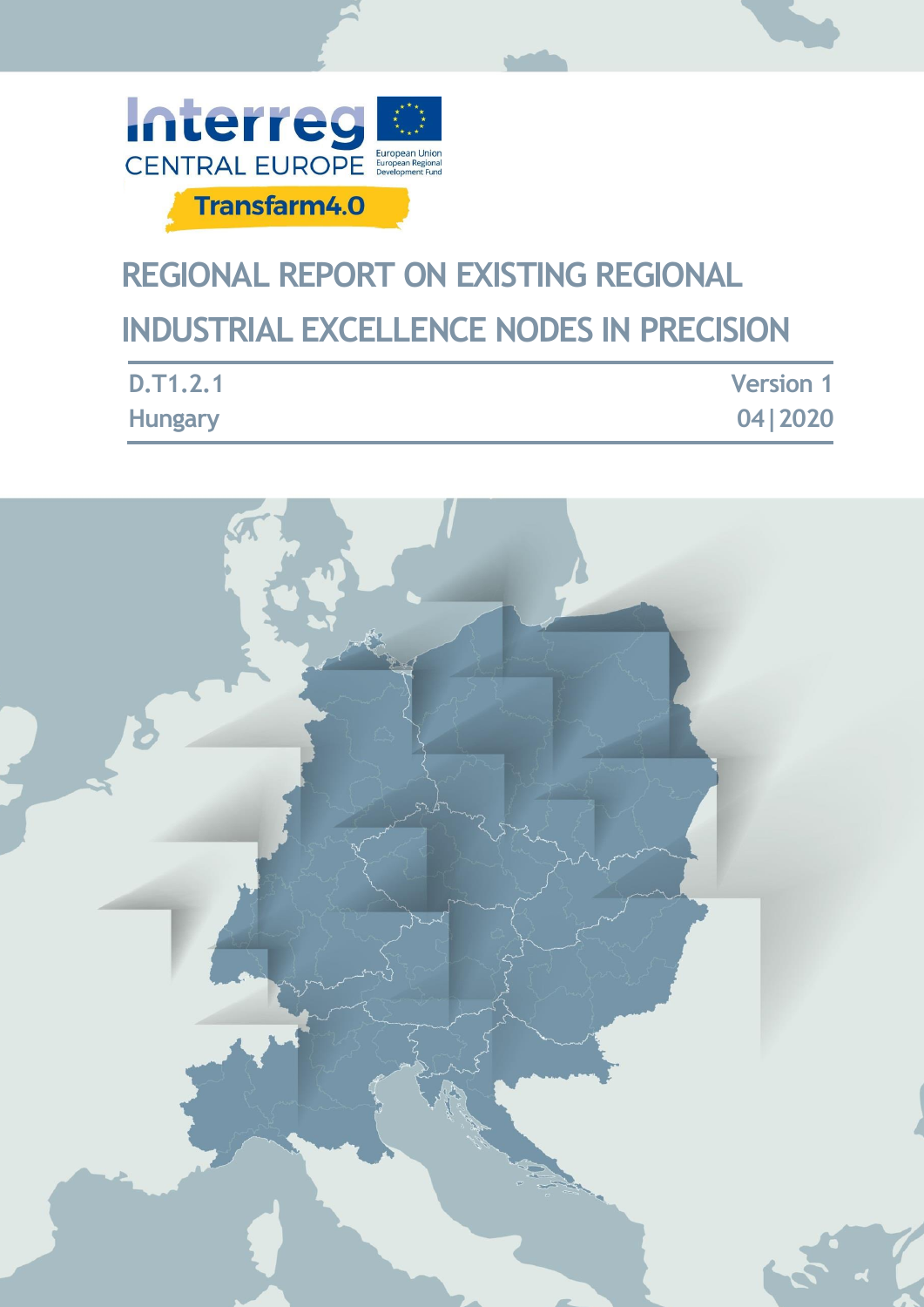Interreg CENTRAL EUROPE

European Union
European Regional Development Fund

Transfarm4.0

# REGIONAL REPORT ON EXISTING REGIONAL INDUSTRIAL EXCELLENCE NODES IN PRECISION

D.T1.2.1
Hungary

Version 1
04|2020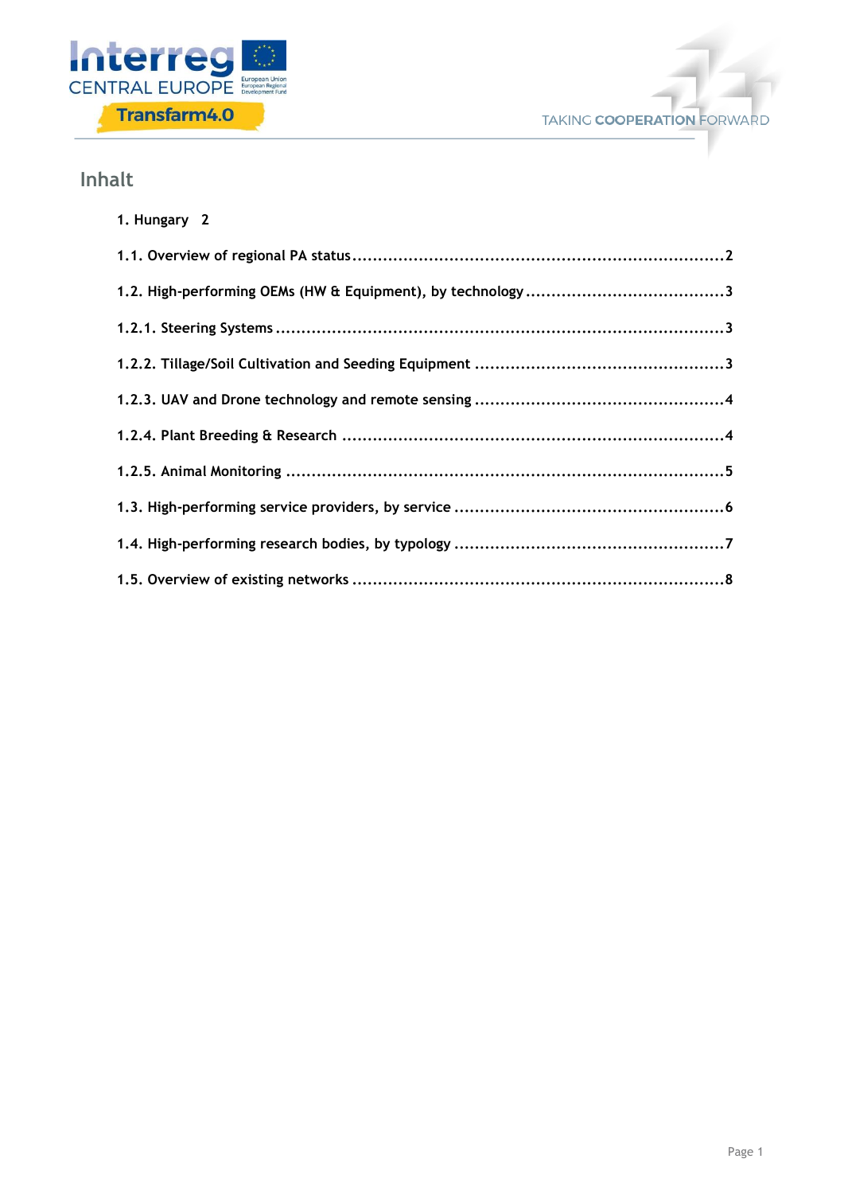## Inhalt

1. Hungary 2

1.1. Overview of regional PA status ........................................................................2

1.2. High-performing OEMs (HW & Equipment), by technology .......................................3

1.2.1. Steering Systems ........................................................................................3

1.2.2. Tillage/Soil Cultivation and Seeding Equipment .................................................3

1.2.3. UAV and Drone technology and remote sensing .................................................4

1.2.4. Plant Breeding & Research ..........................................................................4

1.2.5. Animal Monitoring .....................................................................................5

1.3. High-performing service providers, by service .....................................................6

1.4. High-performing research bodies, by typology .....................................................7

1.5. Overview of existing networks .........................................................................8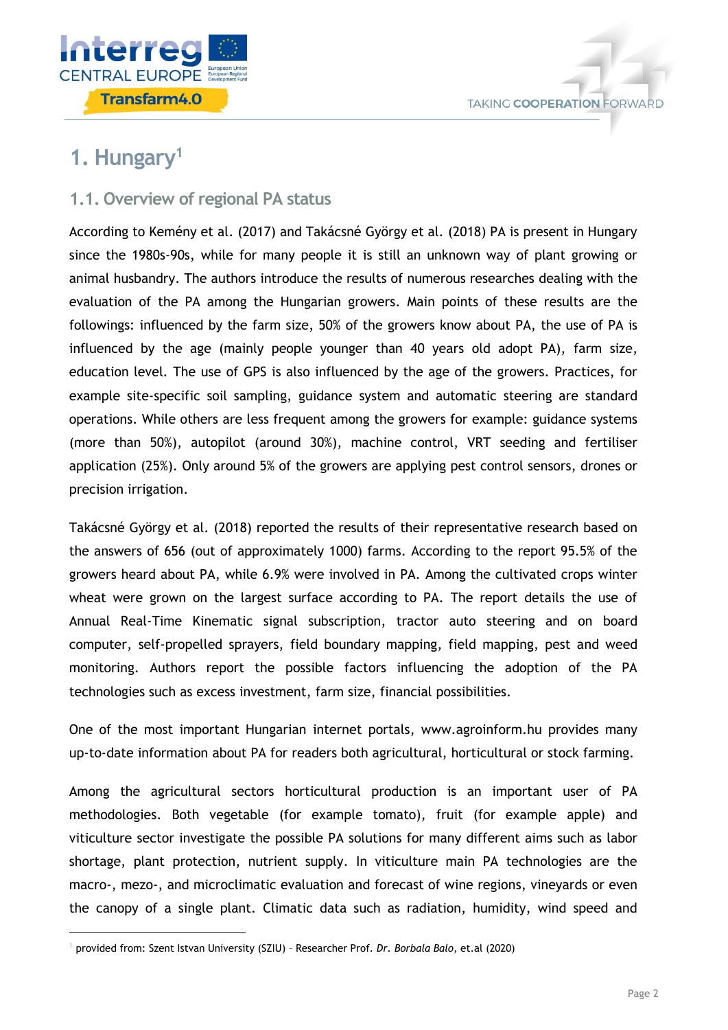# 1. Hungary[1]

## 1.1. Overview of regional PA status

According to Kemény et al. (2017) and Takácsné György et al. (2018) PA is present in Hungary since the 1980s-90s, while for many people it is still an unknown way of plant growing or animal husbandry. The authors introduce the results of numerous researches dealing with the evaluation of the PA among the Hungarian growers. Main points of these results are the followings: influenced by the farm size, 50% of the growers know about PA, the use of PA is influenced by the age (mainly people younger than 40 years old adopt PA), farm size, education level. The use of GPS is also influenced by the age of the growers. Practices, for example site-specific soil sampling, guidance system and automatic steering are standard operations. While others are less frequent among the growers for example: guidance systems (more than 50%), autopilot (around 30%), machine control, VRT seeding and fertiliser application (25%). Only around 5% of the growers are applying pest control sensors, drones or precision irrigation.

Takácsné György et al. (2018) reported the results of their representative research based on the answers of 656 (out of approximately 1000) farms. According to the report 95.5% of the growers heard about PA, while 6.9% were involved in PA. Among the cultivated crops winter wheat were grown on the largest surface according to PA. The report details the use of Annual Real-Time Kinematic signal subscription, tractor auto steering and on board computer, self-propelled sprayers, field boundary mapping, field mapping, pest and weed monitoring. Authors report the possible factors influencing the adoption of the PA technologies such as excess investment, farm size, financial possibilities.

One of the most important Hungarian internet portals, www.agroinform.hu provides many up-to-date information about PA for readers both agricultural, horticultural or stock farming.

Among the agricultural sectors horticultural production is an important user of PA methodologies. Both vegetable (for example tomato), fruit (for example apple) and viticulture sector investigate the possible PA solutions for many different aims such as labor shortage, plant protection, nutrient supply. In viticulture main PA technologies are the macro-, mezo-, and microclimatic evaluation and forecast of wine regions, vineyards or even the canopy of a single plant. Climatic data such as radiation, humidity, wind speed and

[1] provided from: Szent Istvan University (SZIU) – Researcher Prof. *Dr. Borbala Balo*, et.al (2020)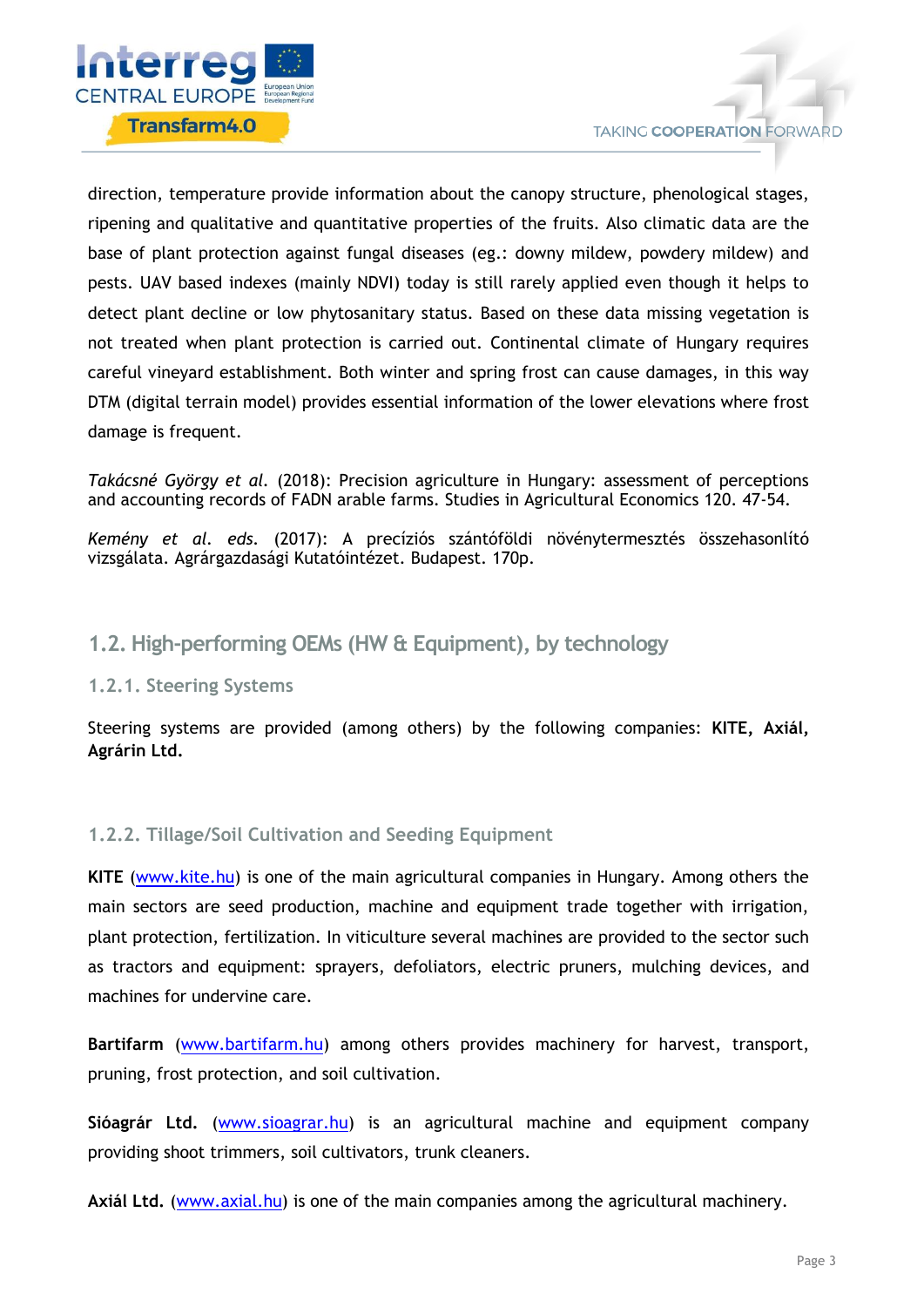direction, temperature provide information about the canopy structure, phenological stages, ripening and qualitative and quantitative properties of the fruits. Also climatic data are the base of plant protection against fungal diseases (eg.: downy mildew, powdery mildew) and pests. UAV based indexes (mainly NDVI) today is still rarely applied even though it helps to detect plant decline or low phytosanitary status. Based on these data missing vegetation is not treated when plant protection is carried out. Continental climate of Hungary requires careful vineyard establishment. Both winter and spring frost can cause damages, in this way DTM (digital terrain model) provides essential information of the lower elevations where frost damage is frequent.

*Takácsné György et al.* (2018): Precision agriculture in Hungary: assessment of perceptions and accounting records of FADN arable farms. Studies in Agricultural Economics 120. 47-54.

*Kemény et al. eds.* (2017): A precíziós szántóföldi növénytermesztés összehasonlító vizsgálata. Agrárgazdasági Kutatóintézet. Budapest. 170p.

## 1.2. High-performing OEMs (HW & Equipment), by technology

### 1.2.1. Steering Systems

Steering systems are provided (among others) by the following companies: **KITE, Axiál, Agrárin Ltd.**

### 1.2.2. Tillage/Soil Cultivation and Seeding Equipment

**KITE** (www.kite.hu) is one of the main agricultural companies in Hungary. Among others the main sectors are seed production, machine and equipment trade together with irrigation, plant protection, fertilization. In viticulture several machines are provided to the sector such as tractors and equipment: sprayers, defoliators, electric pruners, mulching devices, and machines for undervine care.

**Bartifarm** (www.bartifarm.hu) among others provides machinery for harvest, transport, pruning, frost protection, and soil cultivation.

**Sióagrár Ltd.** (www.sioagrar.hu) is an agricultural machine and equipment company providing shoot trimmers, soil cultivators, trunk cleaners.

**Axiál Ltd.** (www.axial.hu) is one of the main companies among the agricultural machinery.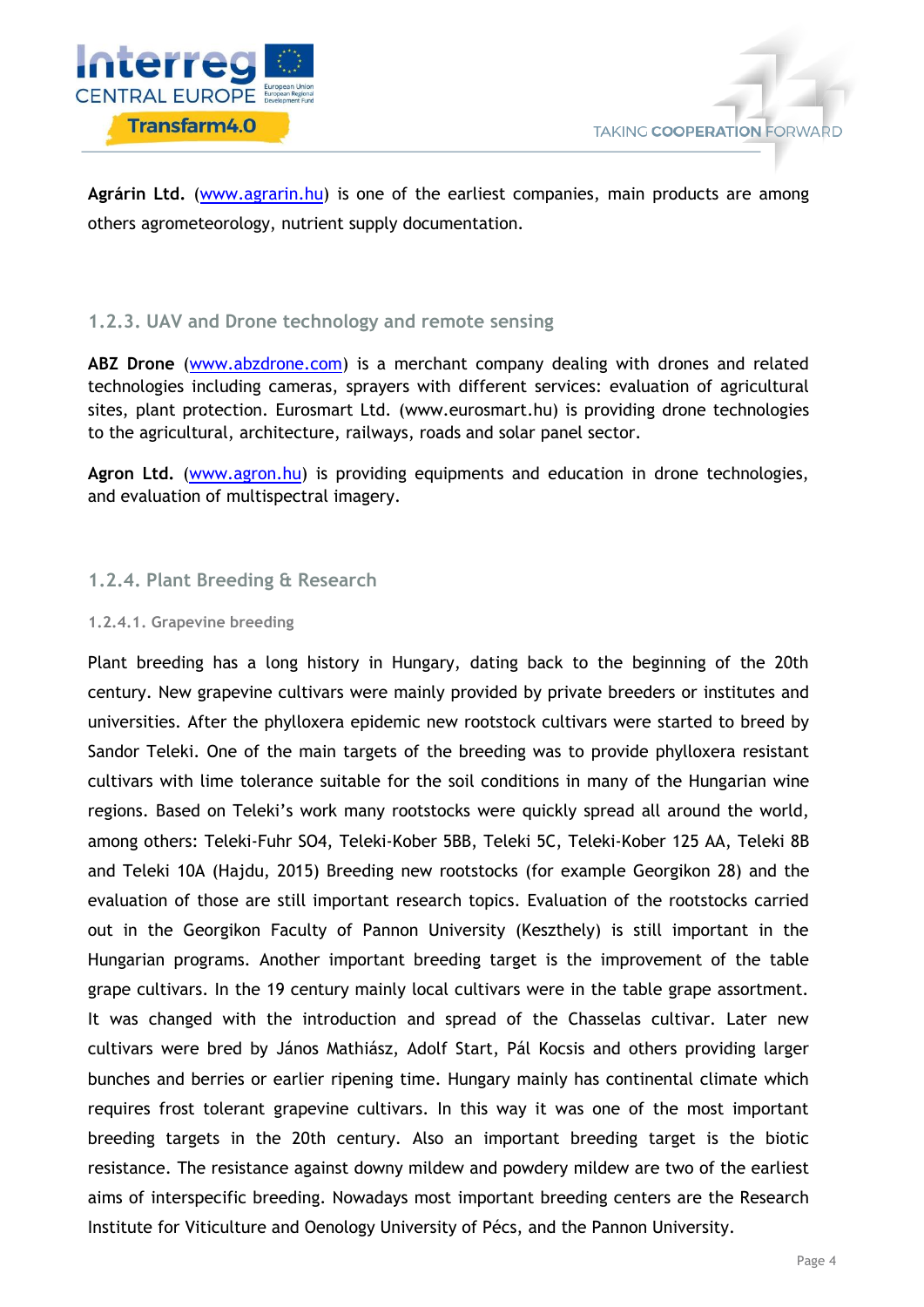**Agrárin Ltd.** (www.agrarin.hu) is one of the earliest companies, main products are among others agrometeorology, nutrient supply documentation.

### 1.2.3. UAV and Drone technology and remote sensing

**ABZ Drone** (www.abzdrone.com) is a merchant company dealing with drones and related technologies including cameras, sprayers with different services: evaluation of agricultural sites, plant protection. Eurosmart Ltd. (www.eurosmart.hu) is providing drone technologies to the agricultural, architecture, railways, roads and solar panel sector.

**Agron Ltd.** (www.agron.hu) is providing equipments and education in drone technologies, and evaluation of multispectral imagery.

### 1.2.4. Plant Breeding & Research

#### 1.2.4.1. Grapevine breeding

Plant breeding has a long history in Hungary, dating back to the beginning of the 20th century. New grapevine cultivars were mainly provided by private breeders or institutes and universities. After the phylloxera epidemic new rootstock cultivars were started to breed by Sandor Teleki. One of the main targets of the breeding was to provide phylloxera resistant cultivars with lime tolerance suitable for the soil conditions in many of the Hungarian wine regions. Based on Teleki's work many rootstocks were quickly spread all around the world, among others: Teleki-Fuhr SO4, Teleki-Kober 5BB, Teleki 5C, Teleki-Kober 125 AA, Teleki 8B and Teleki 10A (Hajdu, 2015) Breeding new rootstocks (for example Georgikon 28) and the evaluation of those are still important research topics. Evaluation of the rootstocks carried out in the Georgikon Faculty of Pannon University (Keszthely) is still important in the Hungarian programs. Another important breeding target is the improvement of the table grape cultivars. In the 19 century mainly local cultivars were in the table grape assortment. It was changed with the introduction and spread of the Chasselas cultivar. Later new cultivars were bred by János Mathiász, Adolf Start, Pál Kocsis and others providing larger bunches and berries or earlier ripening time. Hungary mainly has continental climate which requires frost tolerant grapevine cultivars. In this way it was one of the most important breeding targets in the 20th century. Also an important breeding target is the biotic resistance. The resistance against downy mildew and powdery mildew are two of the earliest aims of interspecific breeding. Nowadays most important breeding centers are the Research Institute for Viticulture and Oenology University of Pécs, and the Pannon University.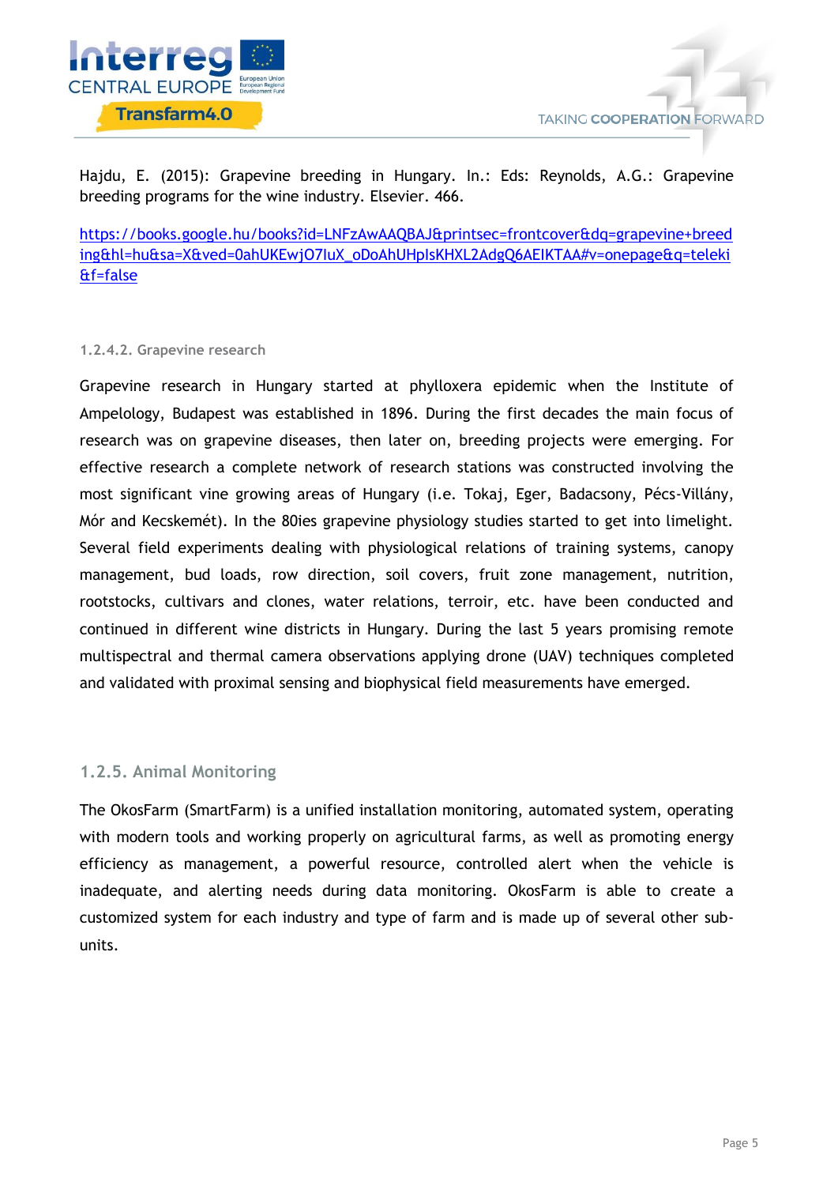Hajdu, E. (2015): Grapevine breeding in Hungary. In.: Eds: Reynolds, A.G.: Grapevine breeding programs for the wine industry. Elsevier. 466.

https://books.google.hu/books?id=LNFzAwAAQBAJ&printsec=frontcover&dq=grapevine+breeding&hl=hu&sa=X&ved=0ahUKEwjO7IuX_oDoAhUHpIsKHXL2AdgQ6AEIKTAA#v=onepage&q=teleki&f=false

#### 1.2.4.2. Grapevine research

Grapevine research in Hungary started at phylloxera epidemic when the Institute of Ampelology, Budapest was established in 1896. During the first decades the main focus of research was on grapevine diseases, then later on, breeding projects were emerging. For effective research a complete network of research stations was constructed involving the most significant vine growing areas of Hungary (i.e. Tokaj, Eger, Badacsony, Pécs-Villány, Mór and Kecskemét). In the 80ies grapevine physiology studies started to get into limelight. Several field experiments dealing with physiological relations of training systems, canopy management, bud loads, row direction, soil covers, fruit zone management, nutrition, rootstocks, cultivars and clones, water relations, terroir, etc. have been conducted and continued in different wine districts in Hungary. During the last 5 years promising remote multispectral and thermal camera observations applying drone (UAV) techniques completed and validated with proximal sensing and biophysical field measurements have emerged.

### 1.2.5. Animal Monitoring

The OkosFarm (SmartFarm) is a unified installation monitoring, automated system, operating with modern tools and working properly on agricultural farms, as well as promoting energy efficiency as management, a powerful resource, controlled alert when the vehicle is inadequate, and alerting needs during data monitoring. OkosFarm is able to create a customized system for each industry and type of farm and is made up of several other sub-units.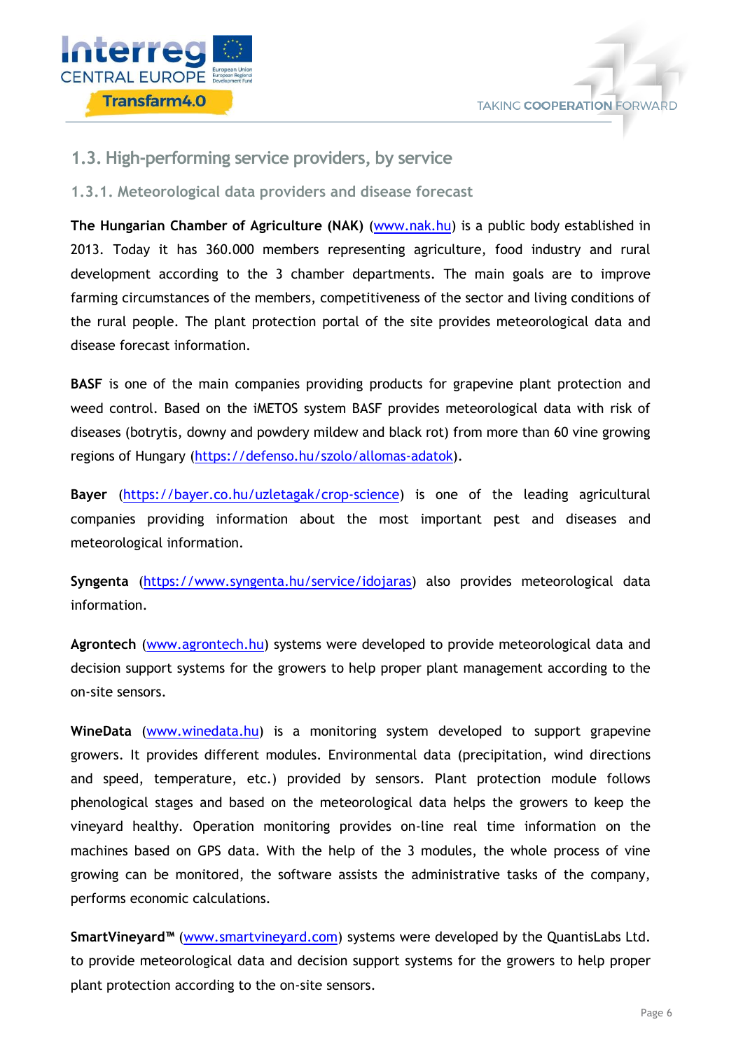## 1.3. High-performing service providers, by service

### 1.3.1. Meteorological data providers and disease forecast

**The Hungarian Chamber of Agriculture (NAK)** (www.nak.hu) is a public body established in 2013. Today it has 360.000 members representing agriculture, food industry and rural development according to the 3 chamber departments. The main goals are to improve farming circumstances of the members, competitiveness of the sector and living conditions of the rural people. The plant protection portal of the site provides meteorological data and disease forecast information.

**BASF** is one of the main companies providing products for grapevine plant protection and weed control. Based on the iMETOS system BASF provides meteorological data with risk of diseases (botrytis, downy and powdery mildew and black rot) from more than 60 vine growing regions of Hungary (https://defenso.hu/szolo/allomas-adatok).

**Bayer** (https://bayer.co.hu/uzletagak/crop-science) is one of the leading agricultural companies providing information about the most important pest and diseases and meteorological information.

**Syngenta** (https://www.syngenta.hu/service/idojaras) also provides meteorological data information.

**Agrontech** (www.agrontech.hu) systems were developed to provide meteorological data and decision support systems for the growers to help proper plant management according to the on-site sensors.

**WineData** (www.winedata.hu) is a monitoring system developed to support grapevine growers. It provides different modules. Environmental data (precipitation, wind directions and speed, temperature, etc.) provided by sensors. Plant protection module follows phenological stages and based on the meteorological data helps the growers to keep the vineyard healthy. Operation monitoring provides on-line real time information on the machines based on GPS data. With the help of the 3 modules, the whole process of vine growing can be monitored, the software assists the administrative tasks of the company, performs economic calculations.

**SmartVineyard™** (www.smartvineyard.com) systems were developed by the QuantisLabs Ltd. to provide meteorological data and decision support systems for the growers to help proper plant protection according to the on-site sensors.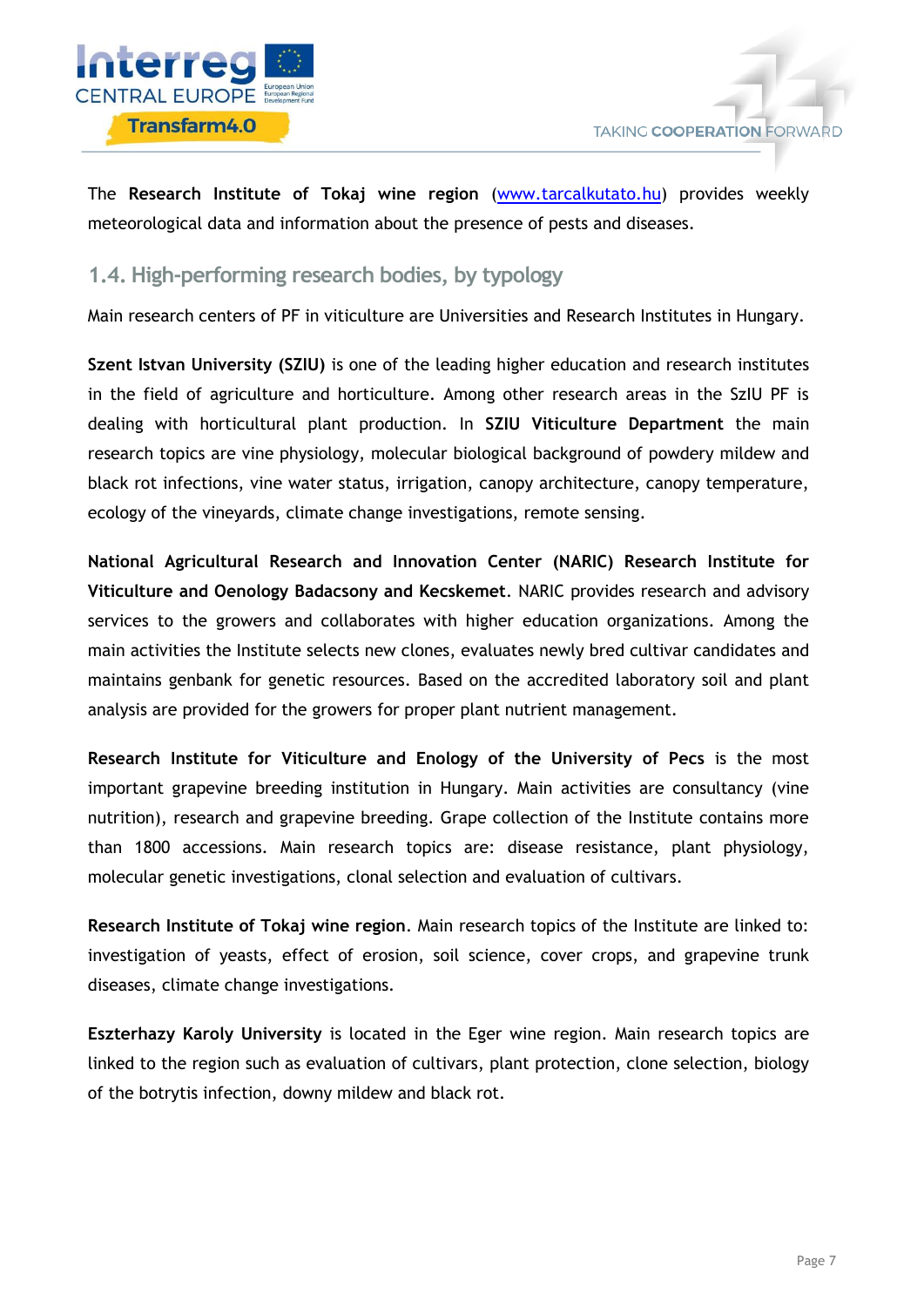The **Research Institute of Tokaj wine region** ([www.tarcalkutato.hu](http://www.tarcalkutato.hu)) provides weekly meteorological data and information about the presence of pests and diseases.

## 1.4. High-performing research bodies, by typology

Main research centers of PF in viticulture are Universities and Research Institutes in Hungary.

**Szent Istvan University (SZIU)** is one of the leading higher education and research institutes in the field of agriculture and horticulture. Among other research areas in the SzIU PF is dealing with horticultural plant production. In **SZIU Viticulture Department** the main research topics are vine physiology, molecular biological background of powdery mildew and black rot infections, vine water status, irrigation, canopy architecture, canopy temperature, ecology of the vineyards, climate change investigations, remote sensing.

**National Agricultural Research and Innovation Center (NARIC) Research Institute for Viticulture and Oenology Badacsony and Kecskemet**. NARIC provides research and advisory services to the growers and collaborates with higher education organizations. Among the main activities the Institute selects new clones, evaluates newly bred cultivar candidates and maintains genbank for genetic resources. Based on the accredited laboratory soil and plant analysis are provided for the growers for proper plant nutrient management.

**Research Institute for Viticulture and Enology of the University of Pecs** is the most important grapevine breeding institution in Hungary. Main activities are consultancy (vine nutrition), research and grapevine breeding. Grape collection of the Institute contains more than 1800 accessions. Main research topics are: disease resistance, plant physiology, molecular genetic investigations, clonal selection and evaluation of cultivars.

**Research Institute of Tokaj wine region**. Main research topics of the Institute are linked to: investigation of yeasts, effect of erosion, soil science, cover crops, and grapevine trunk diseases, climate change investigations.

**Eszterhazy Karoly University** is located in the Eger wine region. Main research topics are linked to the region such as evaluation of cultivars, plant protection, clone selection, biology of the botrytis infection, downy mildew and black rot.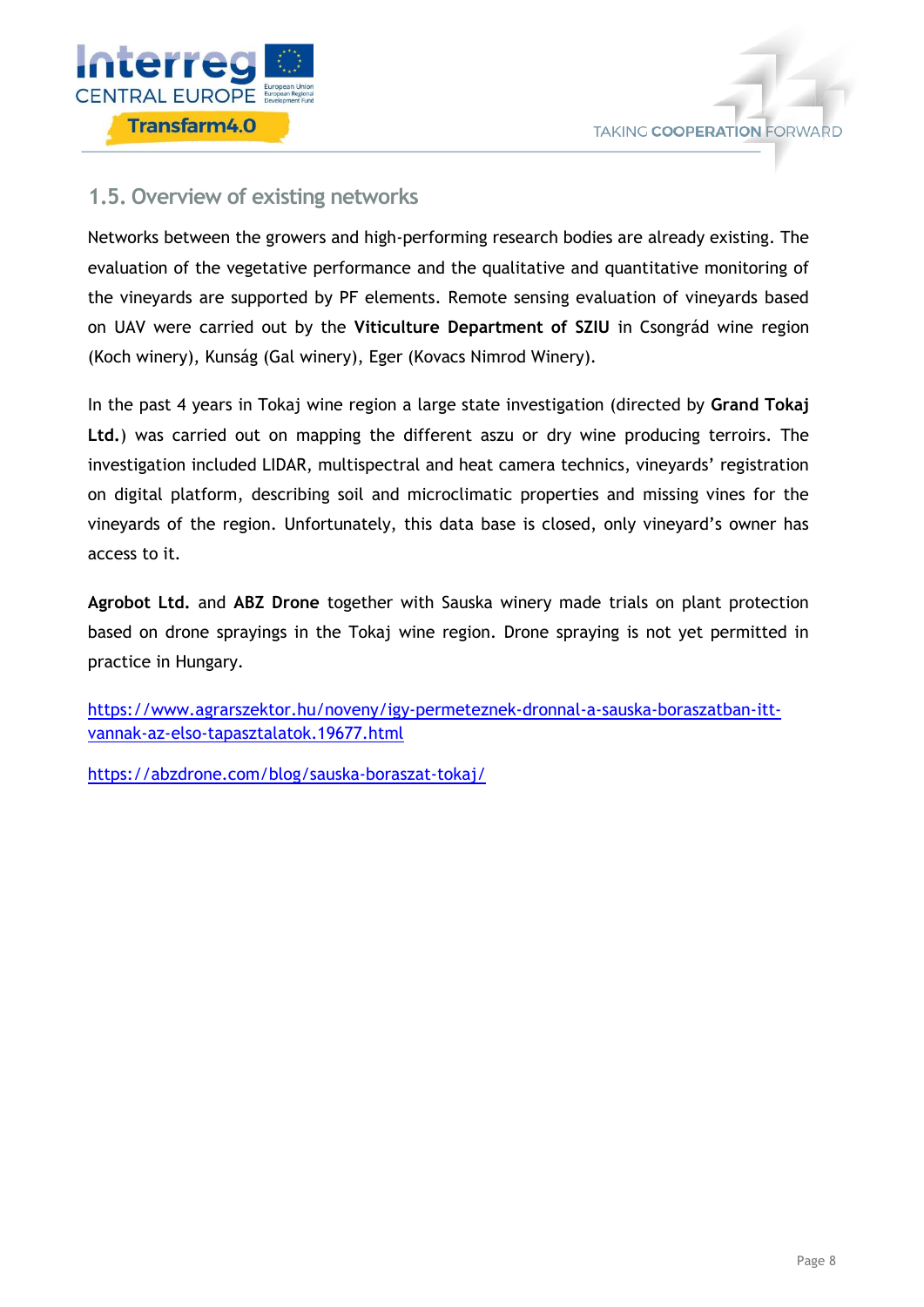## 1.5. Overview of existing networks

Networks between the growers and high-performing research bodies are already existing. The evaluation of the vegetative performance and the qualitative and quantitative monitoring of the vineyards are supported by PF elements. Remote sensing evaluation of vineyards based on UAV were carried out by the **Viticulture Department of SZIU** in Csongrád wine region (Koch winery), Kunság (Gal winery), Eger (Kovacs Nimrod Winery).

In the past 4 years in Tokaj wine region a large state investigation (directed by **Grand Tokaj Ltd.**) was carried out on mapping the different aszu or dry wine producing terroirs. The investigation included LIDAR, multispectral and heat camera technics, vineyards' registration on digital platform, describing soil and microclimatic properties and missing vines for the vineyards of the region. Unfortunately, this data base is closed, only vineyard's owner has access to it.

**Agrobot Ltd.** and **ABZ Drone** together with Sauska winery made trials on plant protection based on drone sprayings in the Tokaj wine region. Drone spraying is not yet permitted in practice in Hungary.

https://www.agrarszektor.hu/noveny/igy-permeteznek-dronnal-a-sauska-boraszatban-itt-vannak-az-elso-tapasztalatok.19677.html

https://abzdrone.com/blog/sauska-boraszat-tokaj/